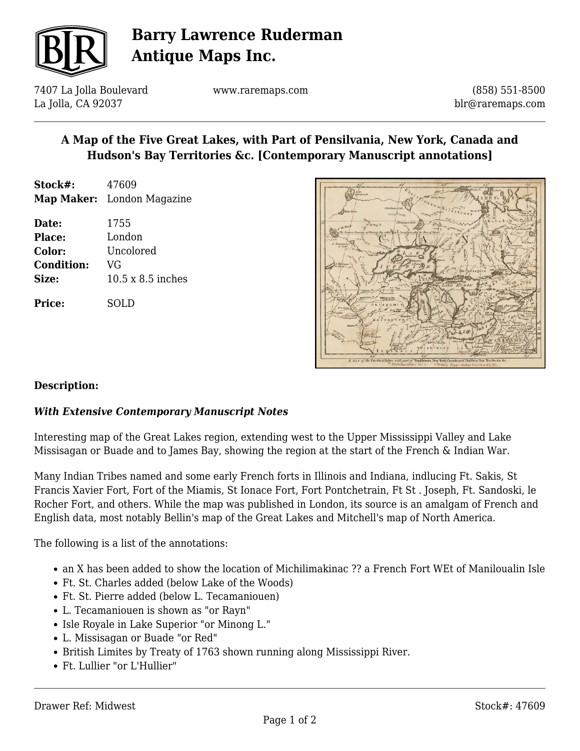# Barry Lawrence Ruderman Antique Maps Inc.

7407 La Jolla Boulevard
La Jolla, CA 92037

www.raremaps.com

(858) 551-8500
blr@raremaps.com

## A Map of the Five Great Lakes, with Part of Pensilvania, New York, Canada and Hudson's Bay Territories &c. [Contemporary Manuscript annotations]

**Stock#:** 47609
**Map Maker:** London Magazine

**Date:** 1755
**Place:** London
**Color:** Uncolored
**Condition:** VG
**Size:** 10.5 x 8.5 inches

**Price:** SOLD

**Description:**

***With Extensive Contemporary Manuscript Notes***

Interesting map of the Great Lakes region, extending west to the Upper Mississippi Valley and Lake Missisagan or Buade and to James Bay, showing the region at the start of the French & Indian War.

Many Indian Tribes named and some early French forts in Illinois and Indiana, indlucing Ft. Sakis, St Francis Xavier Fort, Fort of the Miamis, St Ionace Fort, Fort Pontchetrain, Ft St . Joseph, Ft. Sandoski, le Rocher Fort, and others. While the map was published in London, its source is an amalgam of French and English data, most notably Bellin's map of the Great Lakes and Mitchell's map of North America.

The following is a list of the annotations:

- an X has been added to show the location of Michilimakinac ?? a French Fort WEt of Maniloualin Isle
- Ft. St. Charles added (below Lake of the Woods)
- Ft. St. Pierre added (below L. Tecamaniouen)
- L. Tecamaniouen is shown as "or Rayn"
- Isle Royale in Lake Superior "or Minong L."
- L. Missisagan or Buade "or Red"
- British Limites by Treaty of 1763 shown running along Mississippi River.
- Ft. Lullier "or L'Hullier"

Drawer Ref: Midwest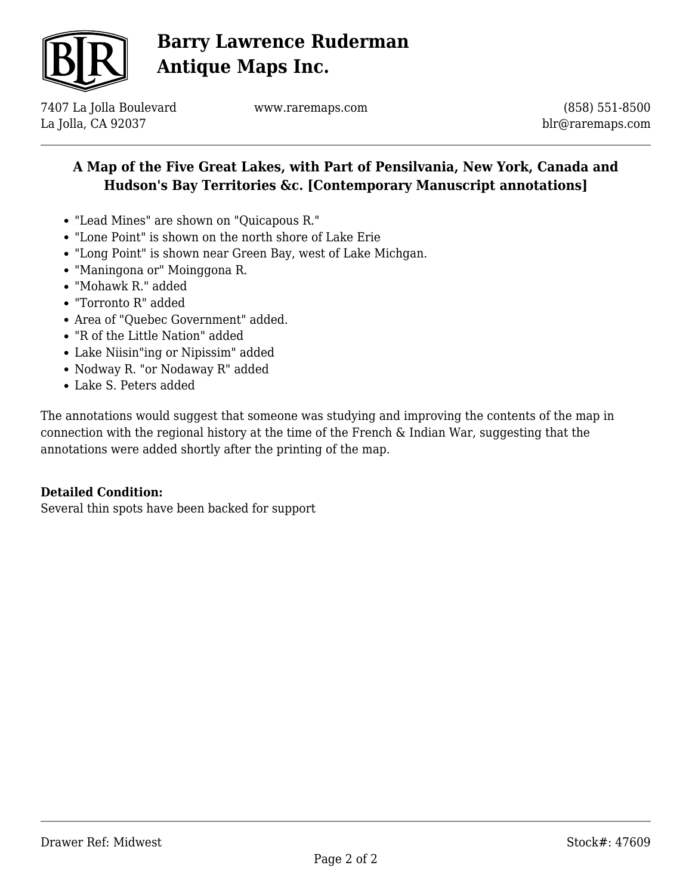## A Map of the Five Great Lakes, with Part of Pensilvania, New York, Canada and Hudson's Bay Territories &c. [Contemporary Manuscript annotations]

- "Lead Mines" are shown on "Quicapous R."
- "Lone Point" is shown on the north shore of Lake Erie
- "Long Point" is shown near Green Bay, west of Lake Michgan.
- "Maningona or" Moinggona R.
- "Mohawk R." added
- "Torronto R" added
- Area of "Quebec Government" added.
- "R of the Little Nation" added
- Lake Niisin"ing or Nipissim" added
- Nodway R. "or Nodaway R" added
- Lake S. Peters added

The annotations would suggest that someone was studying and improving the contents of the map in connection with the regional history at the time of the French & Indian War, suggesting that the annotations were added shortly after the printing of the map.

**Detailed Condition:**
Several thin spots have been backed for support